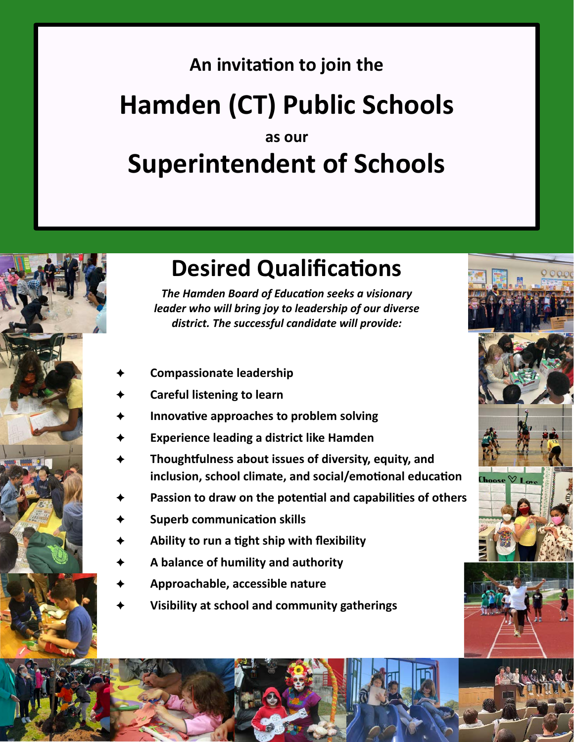An invitation to join the

# Hamden (CT) Public Schools

as our

# Superintendent of Schools

## Desired Qualifications

***The Hamden Board of Education seeks a visionary leader who will bring joy to leadership of our diverse district. The successful candidate will provide:***

- **Compassionate leadership**
- **Careful listening to learn**
- **Innovative approaches to problem solving**
- **Experience leading a district like Hamden**
- **Thoughtfulness about issues of diversity, equity, and inclusion, school climate, and social/emotional education**
- **Passion to draw on the potential and capabilities of others**
- **Superb communication skills**
- **Ability to run a tight ship with flexibility**
- **A balance of humility and authority**
- **Approachable, accessible nature**
- **Visibility at school and community gatherings**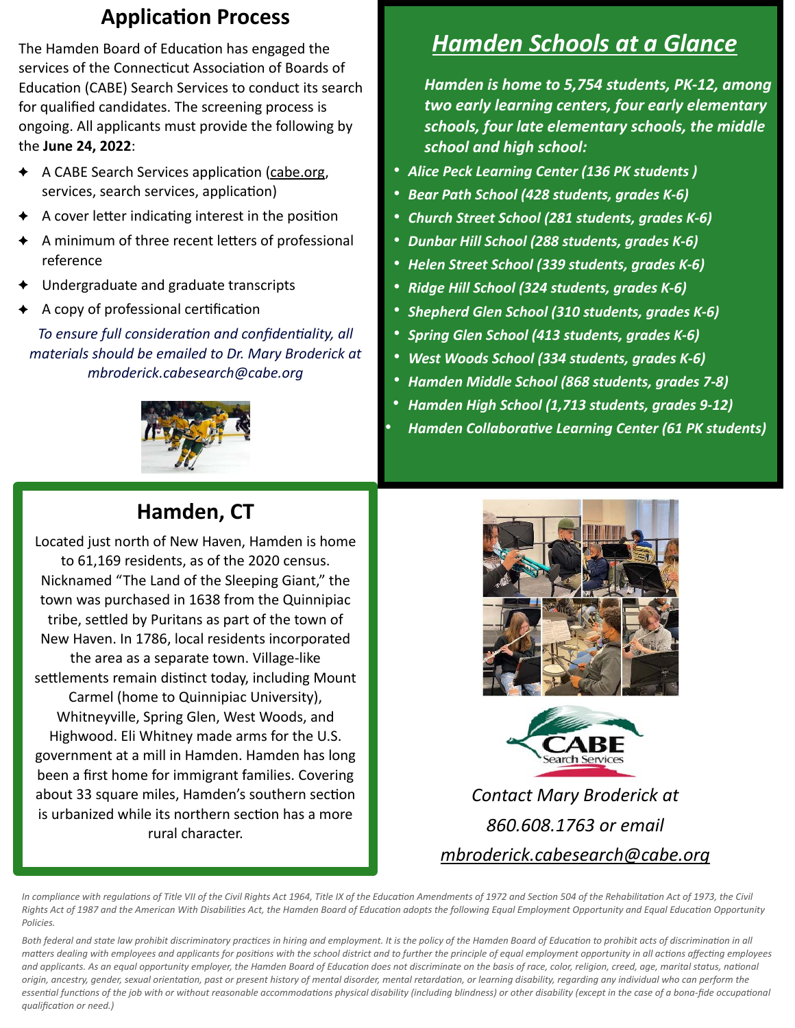## Application Process

The Hamden Board of Education has engaged the services of the Connecticut Association of Boards of Education (CABE) Search Services to conduct its search for qualified candidates. The screening process is ongoing. All applicants must provide the following by the **June 24, 2022**:

- A CABE Search Services application (cabe.org, services, search services, application)
- A cover letter indicating interest in the position
- A minimum of three recent letters of professional reference
- Undergraduate and graduate transcripts
- A copy of professional certification

*To ensure full consideration and confidentiality, all materials should be emailed to Dr. Mary Broderick at mbroderick.cabesearch@cabe.org*

## Hamden Schools at a Glance

***Hamden is home to 5,754 students, PK-12, among two early learning centers, four early elementary schools, four late elementary schools, the middle school and high school:***

- ***Alice Peck Learning Center (136 PK students )***
- ***Bear Path School (428 students, grades K-6)***
- ***Church Street School (281 students, grades K-6)***
- ***Dunbar Hill School (288 students, grades K-6)***
- ***Helen Street School (339 students, grades K-6)***
- ***Ridge Hill School (324 students, grades K-6)***
- ***Shepherd Glen School (310 students, grades K-6)***
- ***Spring Glen School (413 students, grades K-6)***
- ***West Woods School (334 students, grades K-6)***
- ***Hamden Middle School (868 students, grades 7-8)***
- ***Hamden High School (1,713 students, grades 9-12)***
- ***Hamden Collaborative Learning Center (61 PK students)***

## Hamden, CT

Located just north of New Haven, Hamden is home to 61,169 residents, as of the 2020 census. Nicknamed "The Land of the Sleeping Giant," the town was purchased in 1638 from the Quinnipiac tribe, settled by Puritans as part of the town of New Haven. In 1786, local residents incorporated the area as a separate town. Village-like settlements remain distinct today, including Mount Carmel (home to Quinnipiac University), Whitneyville, Spring Glen, West Woods, and Highwood. Eli Whitney made arms for the U.S. government at a mill in Hamden. Hamden has long been a first home for immigrant families. Covering about 33 square miles, Hamden's southern section is urbanized while its northern section has a more rural character.

CABE Search Services

*Contact Mary Broderick at 860.608.1763 or email mbroderick.cabesearch@cabe.org*

*In compliance with regulations of Title VII of the Civil Rights Act 1964, Title IX of the Education Amendments of 1972 and Section 504 of the Rehabilitation Act of 1973, the Civil Rights Act of 1987 and the American With Disabilities Act, the Hamden Board of Education adopts the following Equal Employment Opportunity and Equal Education Opportunity Policies.*

*Both federal and state law prohibit discriminatory practices in hiring and employment. It is the policy of the Hamden Board of Education to prohibit acts of discrimination in all matters dealing with employees and applicants for positions with the school district and to further the principle of equal employment opportunity in all actions affecting employees and applicants. As an equal opportunity employer, the Hamden Board of Education does not discriminate on the basis of race, color, religion, creed, age, marital status, national origin, ancestry, gender, sexual orientation, past or present history of mental disorder, mental retardation, or learning disability, regarding any individual who can perform the essential functions of the job with or without reasonable accommodations physical disability (including blindness) or other disability (except in the case of a bona-fide occupational qualification or need.)*